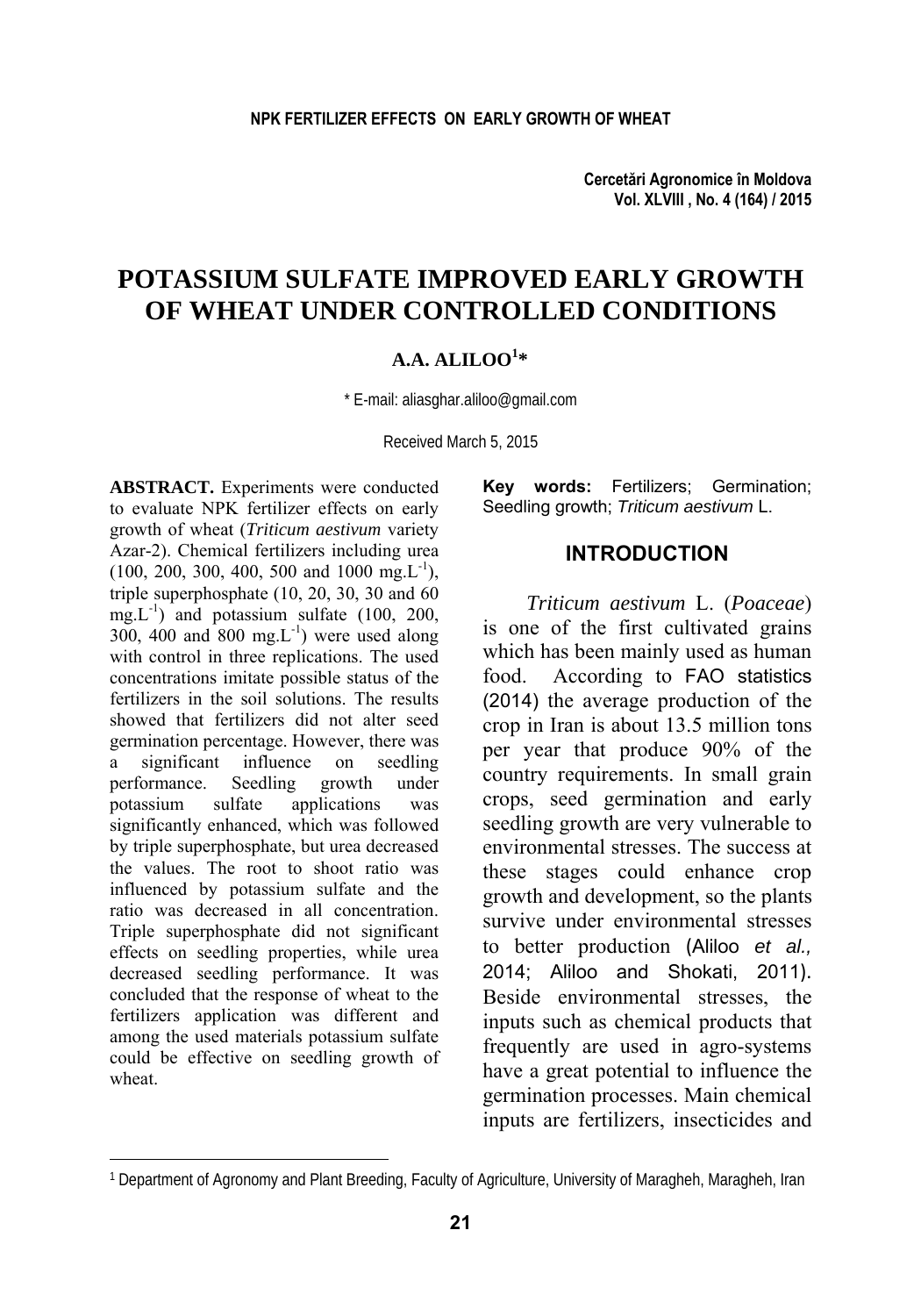# POTASSIUM SULFATE IMPROVED EARLY GROWTH OF WHEAT UNDER CONTROLLED CONDITIONS

**A.A. ALILOO[1]***

* E-mail: aliasghar.aliloo@gmail.com

Received March 5, 2015

**ABSTRACT.** Experiments were conducted to evaluate NPK fertilizer effects on early growth of wheat (*Triticum aestivum* variety Azar-2). Chemical fertilizers including urea (100, 200, 300, 400, 500 and 1000 $mg.L^{-1}$), triple superphosphate (10, 20, 30, 30 and 60 $mg.L^{-1}$) and potassium sulfate (100, 200, 300, 400 and 800 $mg.L^{-1}$) were used along with control in three replications. The used concentrations imitate possible status of the fertilizers in the soil solutions. The results showed that fertilizers did not alter seed germination percentage. However, there was a significant influence on seedling performance. Seedling growth under potassium sulfate applications was significantly enhanced, which was followed by triple superphosphate, but urea decreased the values. The root to shoot ratio was influenced by potassium sulfate and the ratio was decreased in all concentration. Triple superphosphate did not significant effects on seedling properties, while urea decreased seedling performance. It was concluded that the response of wheat to the fertilizers application was different and among the used materials potassium sulfate could be effective on seedling growth of wheat.

**Key words:** Fertilizers; Germination; Seedling growth; *Triticum aestivum* L.

## INTRODUCTION

*Triticum aestivum* L. (*Poaceae*) is one of the first cultivated grains which has been mainly used as human food. According to FAO statistics (2014) the average production of the crop in Iran is about 13.5 million tons per year that produce 90% of the country requirements. In small grain crops, seed germination and early seedling growth are very vulnerable to environmental stresses. The success at these stages could enhance crop growth and development, so the plants survive under environmental stresses to better production (Aliloo *et al.,* 2014; Aliloo and Shokati, 2011). Beside environmental stresses, the inputs such as chemical products that frequently are used in agro-systems have a great potential to influence the germination processes. Main chemical inputs are fertilizers, insecticides and

[1] Department of Agronomy and Plant Breeding, Faculty of Agriculture, University of Maragheh, Maragheh, Iran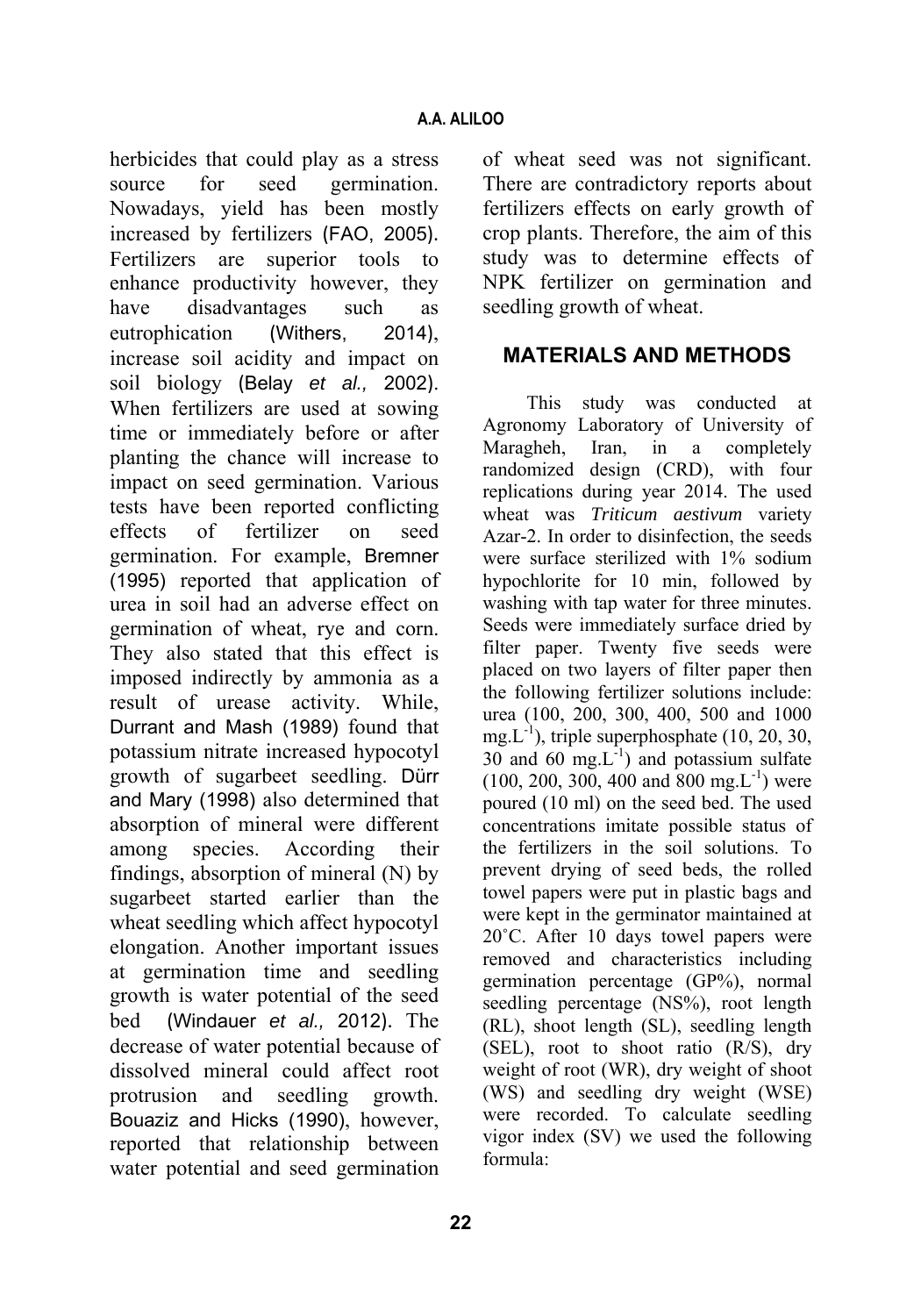herbicides that could play as a stress source for seed germination. Nowadays, yield has been mostly increased by fertilizers (FAO, 2005). Fertilizers are superior tools to enhance productivity however, they have disadvantages such as eutrophication (Withers, 2014), increase soil acidity and impact on soil biology (Belay *et al.,* 2002). When fertilizers are used at sowing time or immediately before or after planting the chance will increase to impact on seed germination. Various tests have been reported conflicting effects of fertilizer on seed germination. For example, Bremner (1995) reported that application of urea in soil had an adverse effect on germination of wheat, rye and corn. They also stated that this effect is imposed indirectly by ammonia as a result of urease activity. While, Durrant and Mash (1989) found that potassium nitrate increased hypocotyl growth of sugarbeet seedling. Dürr and Mary (1998) also determined that absorption of mineral were different among species. According their findings, absorption of mineral (N) by sugarbeet started earlier than the wheat seedling which affect hypocotyl elongation. Another important issues at germination time and seedling growth is water potential of the seed bed (Windauer *et al.,* 2012). The decrease of water potential because of dissolved mineral could affect root protrusion and seedling growth. Bouaziz and Hicks (1990), however, reported that relationship between water potential and seed germination of wheat seed was not significant. There are contradictory reports about fertilizers effects on early growth of crop plants. Therefore, the aim of this study was to determine effects of NPK fertilizer on germination and seedling growth of wheat.

## MATERIALS AND METHODS

This study was conducted at Agronomy Laboratory of University of Maragheh, Iran, in a completely randomized design (CRD), with four replications during year 2014. The used wheat was *Triticum aestivum* variety Azar-2. In order to disinfection, the seeds were surface sterilized with 1% sodium hypochlorite for 10 min, followed by washing with tap water for three minutes. Seeds were immediately surface dried by filter paper. Twenty five seeds were placed on two layers of filter paper then the following fertilizer solutions include: urea (100, 200, 300, 400, 500 and 1000 $mg.L^{-1}$), triple superphosphate (10, 20, 30, 30 and 60 $mg.L^{-1}$) and potassium sulfate (100, 200, 300, 400 and 800 $mg.L^{-1}$) were poured (10 ml) on the seed bed. The used concentrations imitate possible status of the fertilizers in the soil solutions. To prevent drying of seed beds, the rolled towel papers were put in plastic bags and were kept in the germinator maintained at 20˚C. After 10 days towel papers were removed and characteristics including germination percentage (GP%), normal seedling percentage (NS%), root length (RL), shoot length (SL), seedling length (SEL), root to shoot ratio (R/S), dry weight of root (WR), dry weight of shoot (WS) and seedling dry weight (WSE) were recorded. To calculate seedling vigor index (SV) we used the following formula: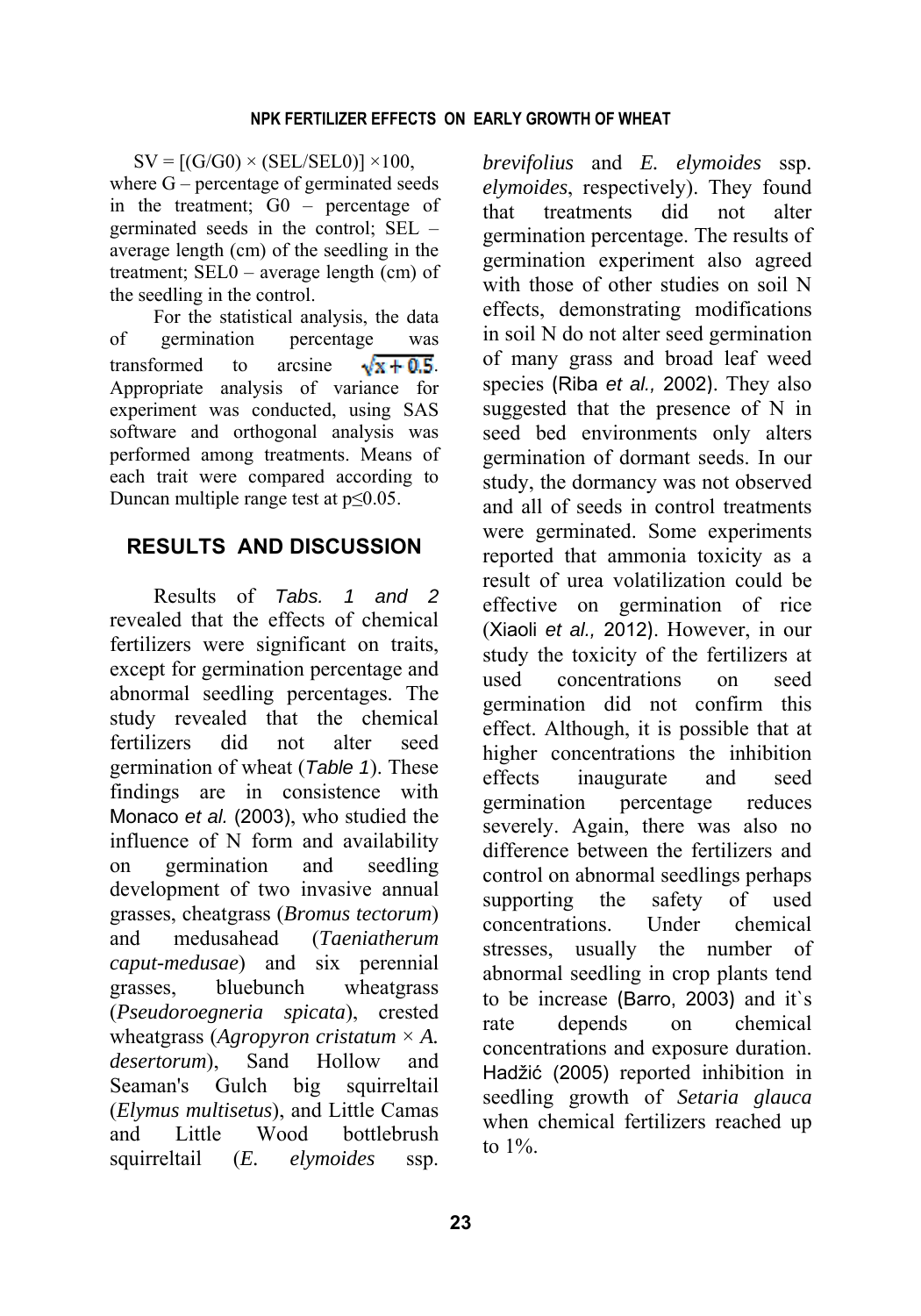$SV = [(G/G0) \times (SEL/SEL0)] \times 100$,
where G – percentage of germinated seeds in the treatment; G0 – percentage of germinated seeds in the control; SEL – average length (cm) of the seedling in the treatment; SEL0 – average length (cm) of the seedling in the control.

For the statistical analysis, the data of germination percentage was transformed to arcsine $\sqrt{x + 0.5}$. Appropriate analysis of variance for experiment was conducted, using SAS software and orthogonal analysis was performed among treatments. Means of each trait were compared according to Duncan multiple range test at $p \leq 0.05$.

## RESULTS AND DISCUSSION

Results of *Tabs. 1 and 2* revealed that the effects of chemical fertilizers were significant on traits, except for germination percentage and abnormal seedling percentages. The study revealed that the chemical fertilizers did not alter seed germination of wheat (*Table 1*). These findings are in consistence with Monaco *et al.* (2003), who studied the influence of N form and availability on germination and seedling development of two invasive annual grasses, cheatgrass (*Bromus tectorum*) and medusahead (*Taeniatherum caput-medusae*) and six perennial grasses, bluebunch wheatgrass (*Pseudoroegneria spicata*), crested wheatgrass (*Agropyron cristatum* × *A. desertorum*), Sand Hollow and Seaman's Gulch big squirreltail (*Elymus multisetus*), and Little Camas and Little Wood bottlebrush squirreltail (*E. elymoides* ssp. *brevifolius* and *E. elymoides* ssp. *elymoides*, respectively). They found that treatments did not alter germination percentage. The results of germination experiment also agreed with those of other studies on soil N effects, demonstrating modifications in soil N do not alter seed germination of many grass and broad leaf weed species (Riba *et al.,* 2002). They also suggested that the presence of N in seed bed environments only alters germination of dormant seeds. In our study, the dormancy was not observed and all of seeds in control treatments were germinated. Some experiments reported that ammonia toxicity as a result of urea volatilization could be effective on germination of rice (Xiaoli *et al.,* 2012). However, in our study the toxicity of the fertilizers at used concentrations on seed germination did not confirm this effect. Although, it is possible that at higher concentrations the inhibition effects inaugurate and seed germination percentage reduces severely. Again, there was also no difference between the fertilizers and control on abnormal seedlings perhaps supporting the safety of used concentrations. Under chemical stresses, usually the number of abnormal seedling in crop plants tend to be increase (Barro, 2003) and it`s rate depends on chemical concentrations and exposure duration. Hadžić (2005) reported inhibition in seedling growth of *Setaria glauca* when chemical fertilizers reached up to 1%.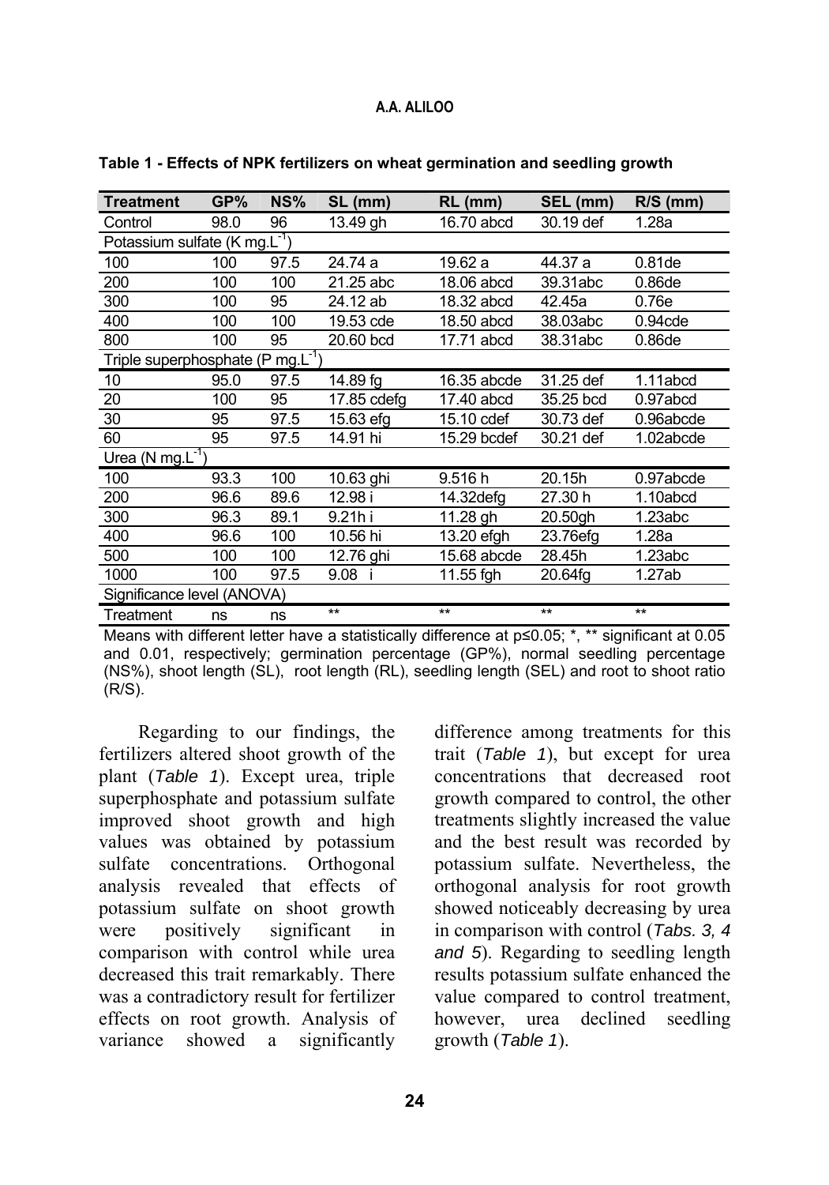**Table 1 - Effects of NPK fertilizers on wheat germination and seedling growth**

| Treatment | GP% | NS% | SL (mm) | RL (mm) | SEL (mm) | R/S (mm) |
|---|---|---|---|---|---|---|
| Control | 98.0 | 96 | 13.49 gh | 16.70 abcd | 30.19 def | 1.28a |
| Potassium sulfate (K mg.L$^{-1}$) | | | | | | |
| 100 | 100 | 97.5 | 24.74 a | 19.62 a | 44.37 a | 0.81de |
| 200 | 100 | 100 | 21.25 abc | 18.06 abcd | 39.31abc | 0.86de |
| 300 | 100 | 95 | 24.12 ab | 18.32 abcd | 42.45a | 0.76e |
| 400 | 100 | 100 | 19.53 cde | 18.50 abcd | 38.03abc | 0.94cde |
| 800 | 100 | 95 | 20.60 bcd | 17.71 abcd | 38.31abc | 0.86de |
| Triple superphosphate (P mg.L$^{-1}$) | | | | | | |
| 10 | 95.0 | 97.5 | 14.89 fg | 16.35 abcde | 31.25 def | 1.11abcd |
| 20 | 100 | 95 | 17.85 cdefg | 17.40 abcd | 35.25 bcd | 0.97abcd |
| 30 | 95 | 97.5 | 15.63 efg | 15.10 cdef | 30.73 def | 0.96abcde |
| 60 | 95 | 97.5 | 14.91 hi | 15.29 bcdef | 30.21 def | 1.02abcde |
| Urea (N mg.L$^{-1}$) | | | | | | |
| 100 | 93.3 | 100 | 10.63 ghi | 9.516 h | 20.15h | 0.97abcde |
| 200 | 96.6 | 89.6 | 12.98 i | 14.32defg | 27.30 h | 1.10abcd |
| 300 | 96.3 | 89.1 | 9.21h i | 11.28 gh | 20.50gh | 1.23abc |
| 400 | 96.6 | 100 | 10.56 hi | 13.20 efgh | 23.76efg | 1.28a |
| 500 | 100 | 100 | 12.76 ghi | 15.68 abcde | 28.45h | 1.23abc |
| 1000 | 100 | 97.5 | 9.08 i | 11.55 fgh | 20.64fg | 1.27ab |
| Significance level (ANOVA) | | | | | | |
| Treatment | ns | ns | ** | ** | ** | ** |

Means with different letter have a statistically difference at $p \leq 0.05$; *, ** significant at 0.05 and 0.01, respectively; germination percentage (GP%), normal seedling percentage (NS%), shoot length (SL), root length (RL), seedling length (SEL) and root to shoot ratio (R/S).

Regarding to our findings, the fertilizers altered shoot growth of the plant (*Table 1*). Except urea, triple superphosphate and potassium sulfate improved shoot growth and high values was obtained by potassium sulfate concentrations. Orthogonal analysis revealed that effects of potassium sulfate on shoot growth were positively significant in comparison with control while urea decreased this trait remarkably. There was a contradictory result for fertilizer effects on root growth. Analysis of variance showed a significantly difference among treatments for this trait (*Table 1*), but except for urea concentrations that decreased root growth compared to control, the other treatments slightly increased the value and the best result was recorded by potassium sulfate. Nevertheless, the orthogonal analysis for root growth showed noticeably decreasing by urea in comparison with control (*Tabs. 3, 4 and 5*). Regarding to seedling length results potassium sulfate enhanced the value compared to control treatment, however, urea declined seedling growth (*Table 1*).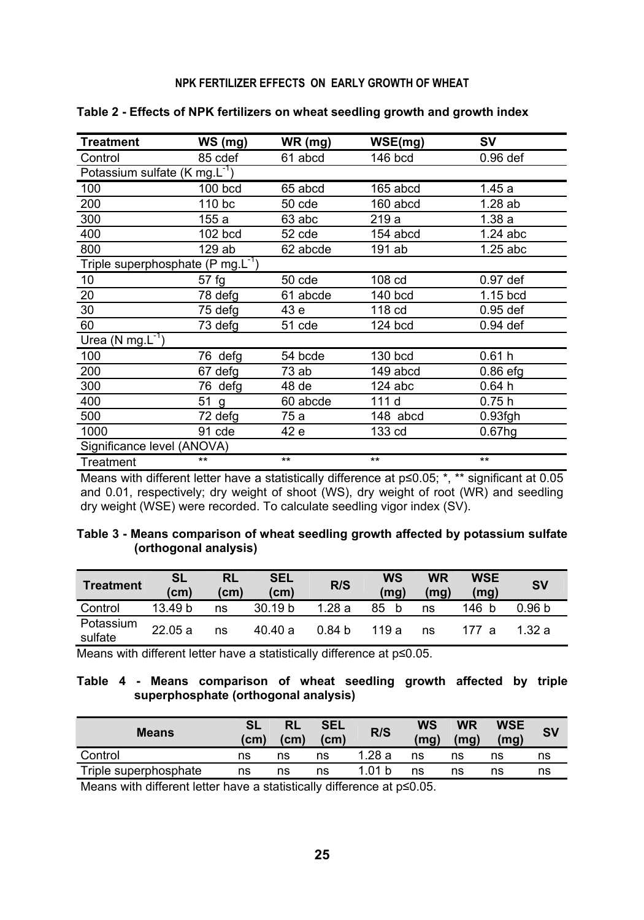**Table 2 - Effects of NPK fertilizers on wheat seedling growth and growth index**

| Treatment | WS (mg) | WR (mg) | WSE(mg) | SV |
|---|---|---|---|---|
| Control | 85 cdef | 61 abcd | 146 bcd | 0.96 def |
| Potassium sulfate (K mg.L$^{-1}$) | | | | |
| 100 | 100 bcd | 65 abcd | 165 abcd | 1.45 a |
| 200 | 110 bc | 50 cde | 160 abcd | 1.28 ab |
| 300 | 155 a | 63 abc | 219 a | 1.38 a |
| 400 | 102 bcd | 52 cde | 154 abcd | 1.24 abc |
| 800 | 129 ab | 62 abcde | 191 ab | 1.25 abc |
| Triple superphosphate (P mg.L$^{-1}$) | | | | |
| 10 | 57 fg | 50 cde | 108 cd | 0.97 def |
| 20 | 78 defg | 61 abcde | 140 bcd | 1.15 bcd |
| 30 | 75 defg | 43 e | 118 cd | 0.95 def |
| 60 | 73 defg | 51 cde | 124 bcd | 0.94 def |
| Urea (N mg.L$^{-1}$) | | | | |
| 100 | 76 defg | 54 bcde | 130 bcd | 0.61 h |
| 200 | 67 defg | 73 ab | 149 abcd | 0.86 efg |
| 300 | 76 defg | 48 de | 124 abc | 0.64 h |
| 400 | 51 g | 60 abcde | 111 d | 0.75 h |
| 500 | 72 defg | 75 a | 148 abcd | 0.93fgh |
| 1000 | 91 cde | 42 e | 133 cd | 0.67hg |
| Significance level (ANOVA) | | | | |
| Treatment | ** | ** | ** | ** |

Means with different letter have a statistically difference at p≤0.05; *, ** significant at 0.05 and 0.01, respectively; dry weight of shoot (WS), dry weight of root (WR) and seedling dry weight (WSE) were recorded. To calculate seedling vigor index (SV).

**Table 3 - Means comparison of wheat seedling growth affected by potassium sulfate (orthogonal analysis)**

| Treatment | SL (cm) | RL (cm) | SEL (cm) | R/S | WS (mg) | WR (mg) | WSE (mg) | SV |
|---|---|---|---|---|---|---|---|---|
| Control | 13.49 b | ns | 30.19 b | 1.28 a | 85 b | ns | 146 b | 0.96 b |
| Potassium sulfate | 22.05 a | ns | 40.40 a | 0.84 b | 119 a | ns | 177 a | 1.32 a |

Means with different letter have a statistically difference at p≤0.05.

**Table 4 - Means comparison of wheat seedling growth affected by triple superphosphate (orthogonal analysis)**

| Means | SL (cm) | RL (cm) | SEL (cm) | R/S | WS (mg) | WR (mg) | WSE (mg) | SV |
|---|---|---|---|---|---|---|---|---|
| Control | ns | ns | ns | 1.28 a | ns | ns | ns | ns |
| Triple superphosphate | ns | ns | ns | 1.01 b | ns | ns | ns | ns |

Means with different letter have a statistically difference at p≤0.05.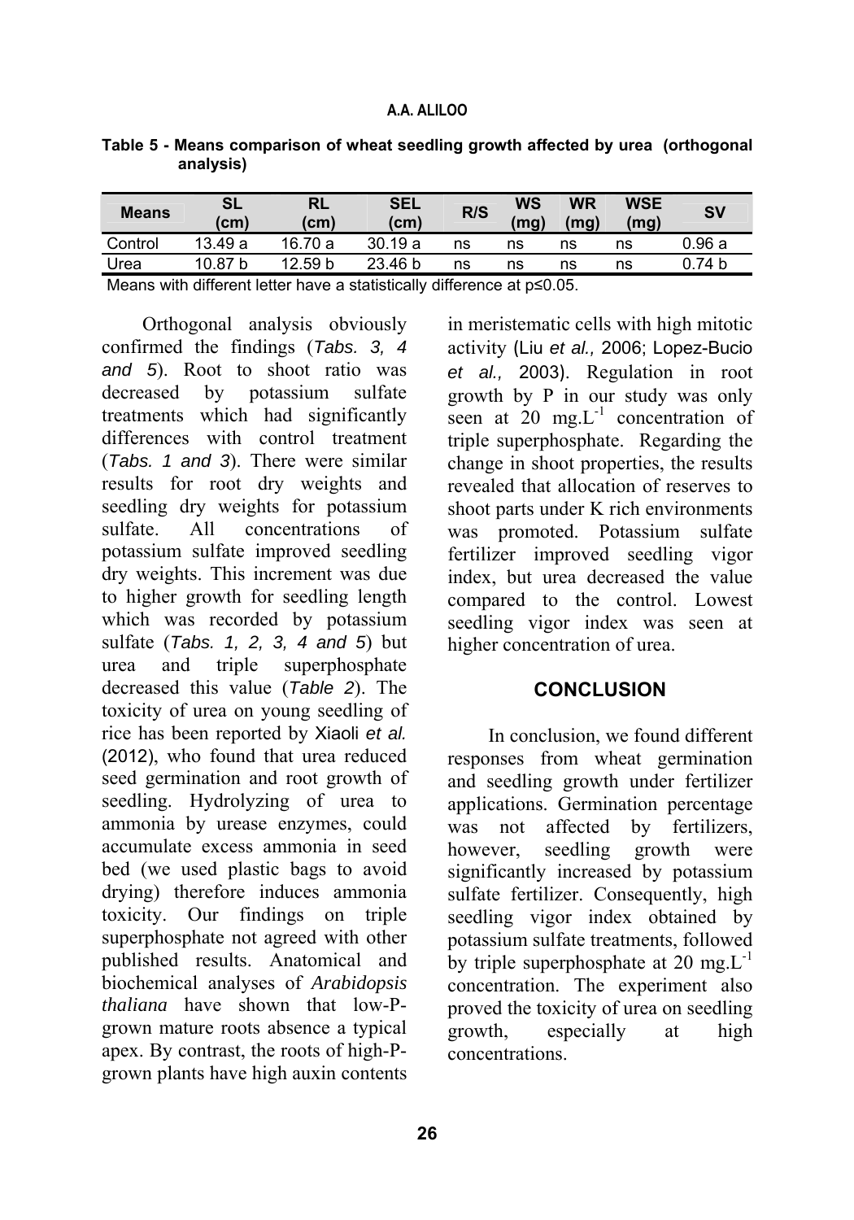**Table 5 - Means comparison of wheat seedling growth affected by urea (orthogonal analysis)**

| Means | SL (cm) | RL (cm) | SEL (cm) | R/S | WS (mg) | WR (mg) | WSE (mg) | SV |
|---|---|---|---|---|---|---|---|---|
| Control | 13.49 a | 16.70 a | 30.19 a | ns | ns | ns | ns | 0.96 a |
| Urea | 10.87 b | 12.59 b | 23.46 b | ns | ns | ns | ns | 0.74 b |

Means with different letter have a statistically difference at p≤0.05.

Orthogonal analysis obviously confirmed the findings (*Tabs. 3, 4 and 5*). Root to shoot ratio was decreased by potassium sulfate treatments which had significantly differences with control treatment (*Tabs. 1 and 3*). There were similar results for root dry weights and seedling dry weights for potassium sulfate. All concentrations of potassium sulfate improved seedling dry weights. This increment was due to higher growth for seedling length which was recorded by potassium sulfate (*Tabs. 1, 2, 3, 4 and 5*) but urea and triple superphosphate decreased this value (*Table 2*). The toxicity of urea on young seedling of rice has been reported by Xiaoli *et al.* (2012), who found that urea reduced seed germination and root growth of seedling. Hydrolyzing of urea to ammonia by urease enzymes, could accumulate excess ammonia in seed bed (we used plastic bags to avoid drying) therefore induces ammonia toxicity. Our findings on triple superphosphate not agreed with other published results. Anatomical and biochemical analyses of *Arabidopsis thaliana* have shown that low-P-grown mature roots absence a typical apex. By contrast, the roots of high-P-grown plants have high auxin contents in meristematic cells with high mitotic activity (Liu *et al.,* 2006; Lopez-Bucio *et al.,* 2003). Regulation in root growth by P in our study was only seen at 20 mg.L$^{-1}$ concentration of triple superphosphate. Regarding the change in shoot properties, the results revealed that allocation of reserves to shoot parts under K rich environments was promoted. Potassium sulfate fertilizer improved seedling vigor index, but urea decreased the value compared to the control. Lowest seedling vigor index was seen at higher concentration of urea.

## CONCLUSION

In conclusion, we found different responses from wheat germination and seedling growth under fertilizer applications. Germination percentage was not affected by fertilizers, however, seedling growth were significantly increased by potassium sulfate fertilizer. Consequently, high seedling vigor index obtained by potassium sulfate treatments, followed by triple superphosphate at 20 mg.L$^{-1}$ concentration. The experiment also proved the toxicity of urea on seedling growth, especially at high concentrations.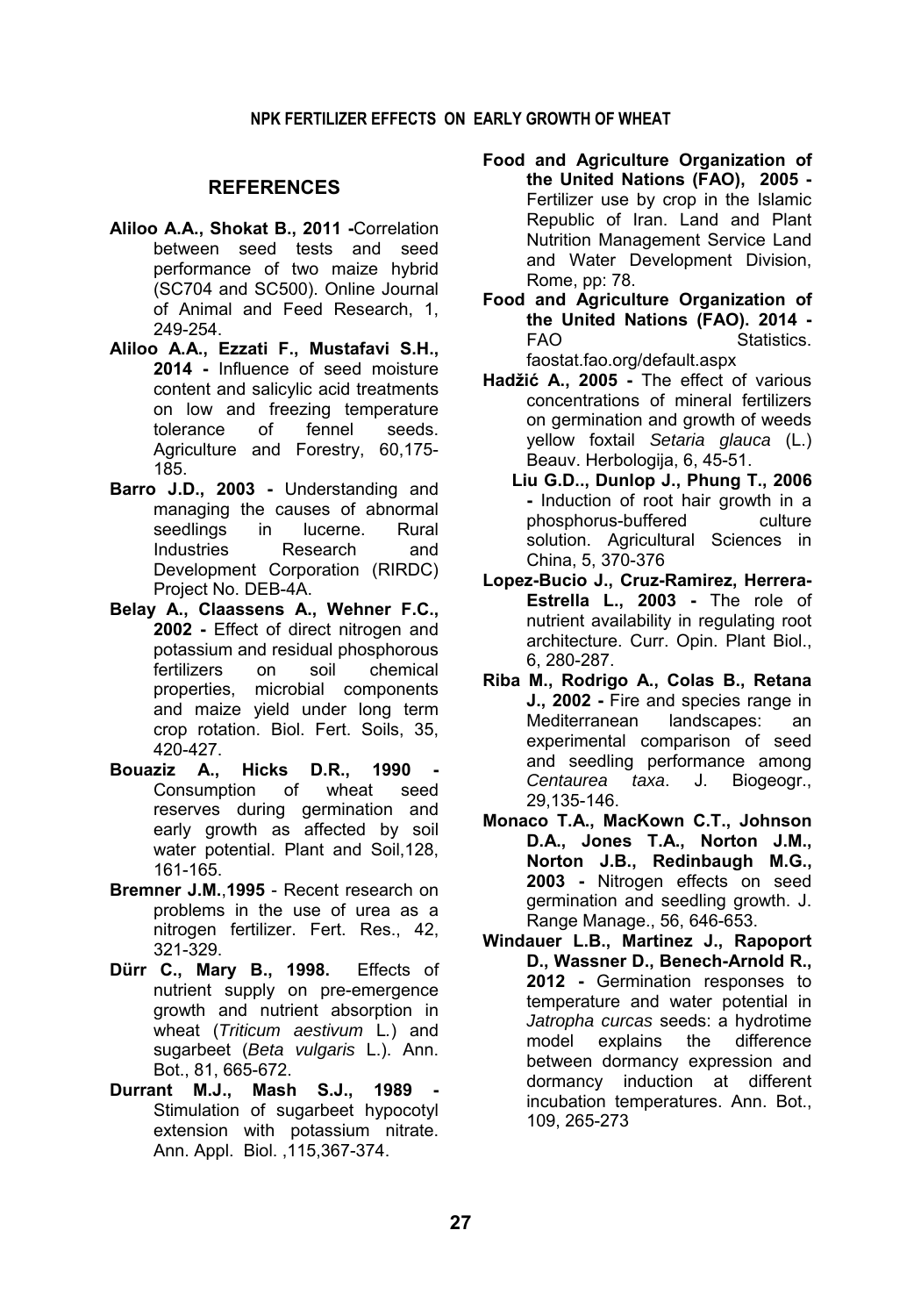## REFERENCES

**Aliloo A.A., Shokat B., 2011 -** Correlation between seed tests and seed performance of two maize hybrid (SC704 and SC500). Online Journal of Animal and Feed Research, 1, 249-254.

**Aliloo A.A., Ezzati F., Mustafavi S.H., 2014 -** Influence of seed moisture content and salicylic acid treatments on low and freezing temperature tolerance of fennel seeds. Agriculture and Forestry, 60,175-185.

**Barro J.D., 2003 -** Understanding and managing the causes of abnormal seedlings in lucerne. Rural Industries Research and Development Corporation (RIRDC) Project No. DEB-4A.

**Belay A., Claassens A., Wehner F.C., 2002 -** Effect of direct nitrogen and potassium and residual phosphorous fertilizers on soil chemical properties, microbial components and maize yield under long term crop rotation. Biol. Fert. Soils, 35, 420-427.

**Bouaziz A., Hicks D.R., 1990 -** Consumption of wheat seed reserves during germination and early growth as affected by soil water potential. Plant and Soil,128, 161-165.

**Bremner J.M.**,**1995** - Recent research on problems in the use of urea as a nitrogen fertilizer. Fert. Res., 42, 321-329.

**Dürr C., Mary B., 1998.** Effects of nutrient supply on pre-emergence growth and nutrient absorption in wheat (*Triticum aestivum* L.) and sugarbeet (*Beta vulgaris* L.). Ann. Bot., 81, 665-672.

**Durrant M.J., Mash S.J., 1989 -** Stimulation of sugarbeet hypocotyl extension with potassium nitrate. Ann. Appl. Biol. ,115,367-374.

**Food and Agriculture Organization of the United Nations (FAO), 2005 -** Fertilizer use by crop in the Islamic Republic of Iran. Land and Plant Nutrition Management Service Land and Water Development Division, Rome, pp: 78.

**Food and Agriculture Organization of the United Nations (FAO). 2014 -** FAO Statistics. faostat.fao.org/default.aspx

**Hadžić A., 2005 -** The effect of various concentrations of mineral fertilizers on germination and growth of weeds yellow foxtail *Setaria glauca* (L.) Beauv. Herbologija, 6, 45-51.

**Liu G.D.., Dunlop J., Phung T., 2006 -** Induction of root hair growth in a phosphorus-buffered culture solution. Agricultural Sciences in China, 5, 370-376

**Lopez-Bucio J., Cruz-Ramirez, Herrera-Estrella L., 2003 -** The role of nutrient availability in regulating root architecture. Curr. Opin. Plant Biol., 6, 280-287.

**Riba M., Rodrigo A., Colas B., Retana J., 2002 -** Fire and species range in Mediterranean landscapes: an experimental comparison of seed and seedling performance among *Centaurea taxa*. J. Biogeogr., 29,135-146.

**Monaco T.A., MacKown C.T., Johnson D.A., Jones T.A., Norton J.M., Norton J.B., Redinbaugh M.G., 2003 -** Nitrogen effects on seed germination and seedling growth. J. Range Manage., 56, 646-653.

**Windauer L.B., Martinez J., Rapoport D., Wassner D., Benech-Arnold R., 2012 -** Germination responses to temperature and water potential in *Jatropha curcas* seeds: a hydrotime model explains the difference between dormancy expression and dormancy induction at different incubation temperatures. Ann. Bot., 109, 265-273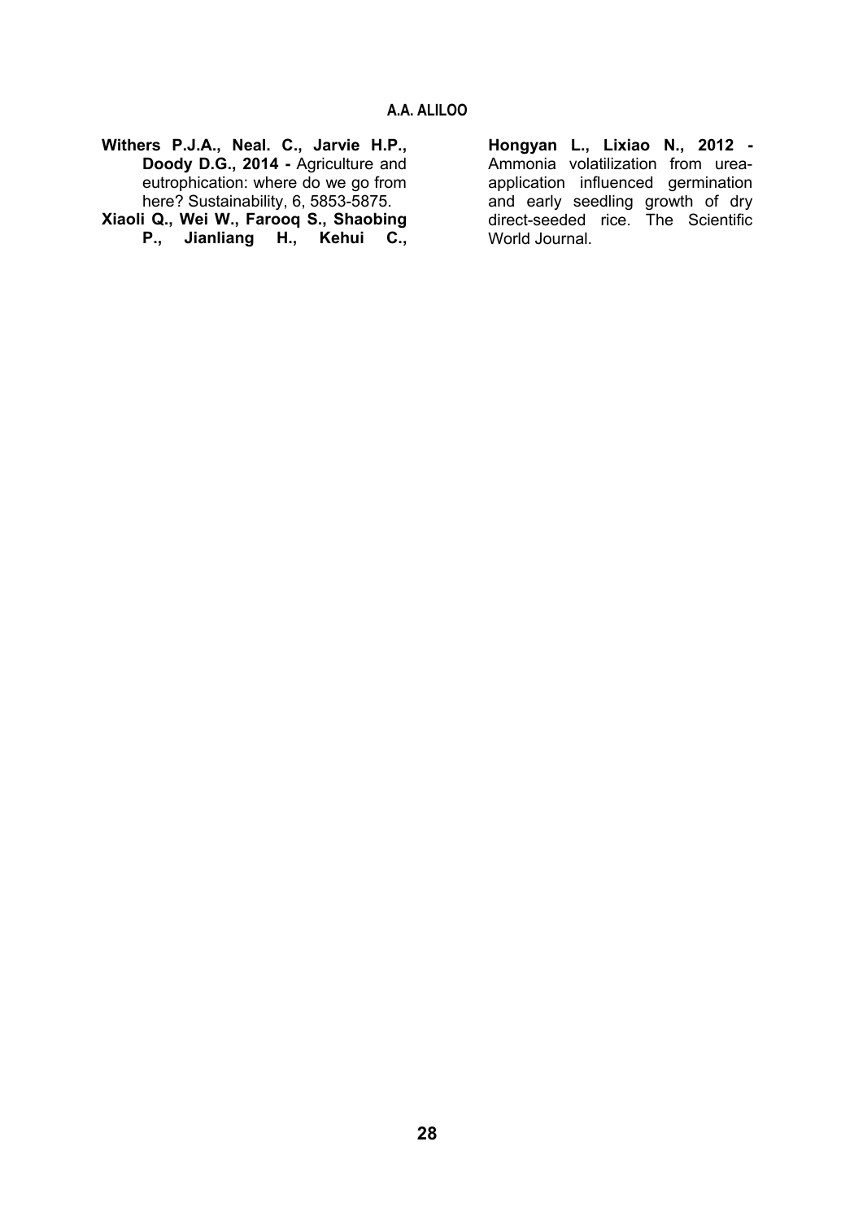**Withers P.J.A., Neal. C., Jarvie H.P., Doody D.G., 2014 -** Agriculture and eutrophication: where do we go from here? Sustainability, 6, 5853-5875.

**Xiaoli Q., Wei W., Farooq S., Shaobing P., Jianliang H., Kehui C., Hongyan L., Lixiao N., 2012 -** Ammonia volatilization from urea-application influenced germination and early seedling growth of dry direct-seeded rice. The Scientific World Journal.